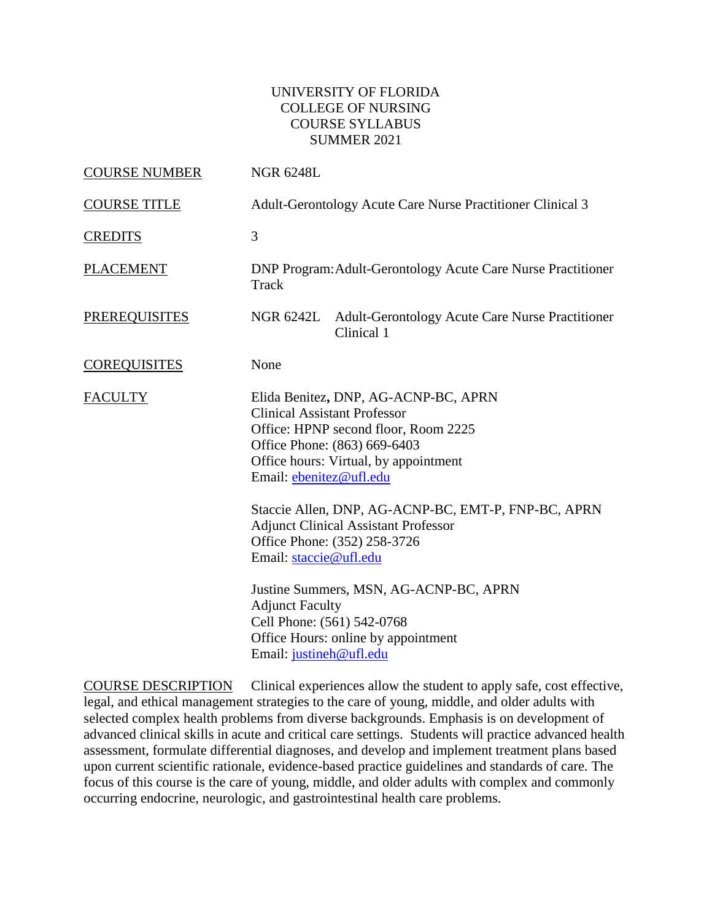# UNIVERSITY OF FLORIDA
## COLLEGE OF NURSING
## COURSE SYLLABUS
## SUMMER 2021

| | |
|---|---|
| COURSE NUMBER | NGR 6248L |
| COURSE TITLE | Adult-Gerontology Acute Care Nurse Practitioner Clinical 3 |
| CREDITS | 3 |
| PLACEMENT | DNP Program: Adult-Gerontology Acute Care Nurse Practitioner Track |
| PREREQUISITES | NGR 6242L Adult-Gerontology Acute Care Nurse Practitioner Clinical 1 |
| COREQUISITES | None |

**FACULTY**

Elida Benitez, DNP, AG-ACNP-BC, APRN
Clinical Assistant Professor
Office: HPNP second floor, Room 2225
Office Phone: (863) 669-6403
Office hours: Virtual, by appointment
Email: ebenitez@ufl.edu

Staccie Allen, DNP, AG-ACNP-BC, EMT-P, FNP-BC, APRN
Adjunct Clinical Assistant Professor
Office Phone: (352) 258-3726
Email: staccie@ufl.edu

Justine Summers, MSN, AG-ACNP-BC, APRN
Adjunct Faculty
Cell Phone: (561) 542-0768
Office Hours: online by appointment
Email: justineh@ufl.edu

**COURSE DESCRIPTION** Clinical experiences allow the student to apply safe, cost effective, legal, and ethical management strategies to the care of young, middle, and older adults with selected complex health problems from diverse backgrounds. Emphasis is on development of advanced clinical skills in acute and critical care settings. Students will practice advanced health assessment, formulate differential diagnoses, and develop and implement treatment plans based upon current scientific rationale, evidence-based practice guidelines and standards of care. The focus of this course is the care of young, middle, and older adults with complex and commonly occurring endocrine, neurologic, and gastrointestinal health care problems.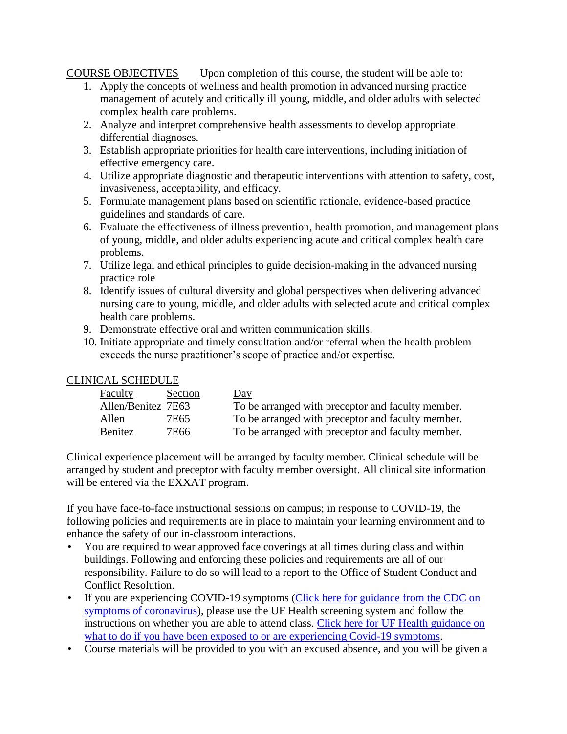COURSE OBJECTIVES Upon completion of this course, the student will be able to:

1. Apply the concepts of wellness and health promotion in advanced nursing practice management of acutely and critically ill young, middle, and older adults with selected complex health care problems.
2. Analyze and interpret comprehensive health assessments to develop appropriate differential diagnoses.
3. Establish appropriate priorities for health care interventions, including initiation of effective emergency care.
4. Utilize appropriate diagnostic and therapeutic interventions with attention to safety, cost, invasiveness, acceptability, and efficacy.
5. Formulate management plans based on scientific rationale, evidence-based practice guidelines and standards of care.
6. Evaluate the effectiveness of illness prevention, health promotion, and management plans of young, middle, and older adults experiencing acute and critical complex health care problems.
7. Utilize legal and ethical principles to guide decision-making in the advanced nursing practice role
8. Identify issues of cultural diversity and global perspectives when delivering advanced nursing care to young, middle, and older adults with selected acute and critical complex health care problems.
9. Demonstrate effective oral and written communication skills.
10. Initiate appropriate and timely consultation and/or referral when the health problem exceeds the nurse practitioner's scope of practice and/or expertise.

CLINICAL SCHEDULE

| Faculty | Section | Day |
|---|---|---|
| Allen/Benitez | 7E63 | To be arranged with preceptor and faculty member. |
| Allen | 7E65 | To be arranged with preceptor and faculty member. |
| Benitez | 7E66 | To be arranged with preceptor and faculty member. |

Clinical experience placement will be arranged by faculty member. Clinical schedule will be arranged by student and preceptor with faculty member oversight. All clinical site information will be entered via the EXXAT program.

If you have face-to-face instructional sessions on campus; in response to COVID-19, the following policies and requirements are in place to maintain your learning environment and to enhance the safety of our in-classroom interactions.

- You are required to wear approved face coverings at all times during class and within buildings. Following and enforcing these policies and requirements are all of our responsibility. Failure to do so will lead to a report to the Office of Student Conduct and Conflict Resolution.
- If you are experiencing COVID-19 symptoms (Click here for guidance from the CDC on symptoms of coronavirus), please use the UF Health screening system and follow the instructions on whether you are able to attend class. Click here for UF Health guidance on what to do if you have been exposed to or are experiencing Covid-19 symptoms.
- Course materials will be provided to you with an excused absence, and you will be given a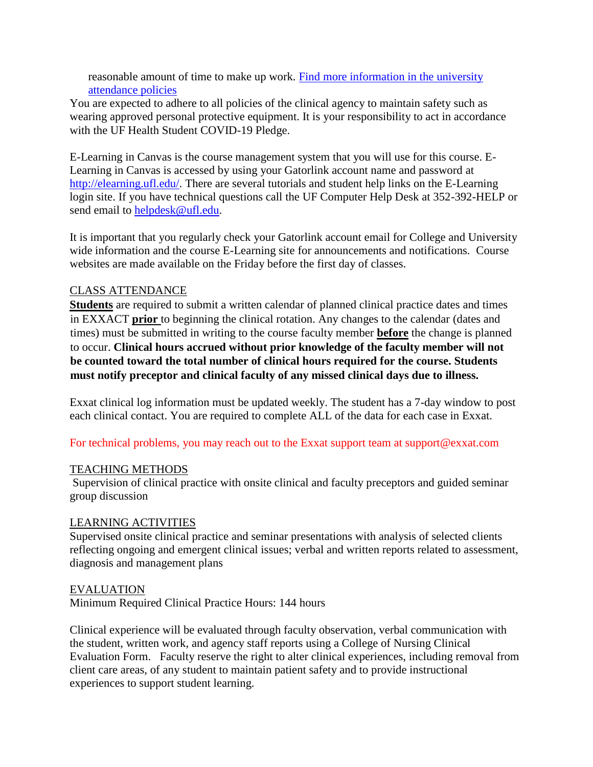reasonable amount of time to make up work. [Find more information in the university attendance policies]()

You are expected to adhere to all policies of the clinical agency to maintain safety such as wearing approved personal protective equipment. It is your responsibility to act in accordance with the UF Health Student COVID-19 Pledge.

E-Learning in Canvas is the course management system that you will use for this course. E-Learning in Canvas is accessed by using your Gatorlink account name and password at [http://elearning.ufl.edu/](http://elearning.ufl.edu/). There are several tutorials and student help links on the E-Learning login site. If you have technical questions call the UF Computer Help Desk at 352-392-HELP or send email to [helpdesk@ufl.edu](mailto:helpdesk@ufl.edu).

It is important that you regularly check your Gatorlink account email for College and University wide information and the course E-Learning site for announcements and notifications. Course websites are made available on the Friday before the first day of classes.

## CLASS ATTENDANCE

**Students** are required to submit a written calendar of planned clinical practice dates and times in EXXACT **prior** to beginning the clinical rotation. Any changes to the calendar (dates and times) must be submitted in writing to the course faculty member **before** the change is planned to occur. **Clinical hours accrued without prior knowledge of the faculty member will not be counted toward the total number of clinical hours required for the course. Students must notify preceptor and clinical faculty of any missed clinical days due to illness.**

Exxat clinical log information must be updated weekly. The student has a 7-day window to post each clinical contact. You are required to complete ALL of the data for each case in Exxat.

For technical problems, you may reach out to the Exxat support team at support@exxat.com

## TEACHING METHODS

Supervision of clinical practice with onsite clinical and faculty preceptors and guided seminar group discussion

## LEARNING ACTIVITIES

Supervised onsite clinical practice and seminar presentations with analysis of selected clients reflecting ongoing and emergent clinical issues; verbal and written reports related to assessment, diagnosis and management plans

## EVALUATION

Minimum Required Clinical Practice Hours: 144 hours

Clinical experience will be evaluated through faculty observation, verbal communication with the student, written work, and agency staff reports using a College of Nursing Clinical Evaluation Form. Faculty reserve the right to alter clinical experiences, including removal from client care areas, of any student to maintain patient safety and to provide instructional experiences to support student learning.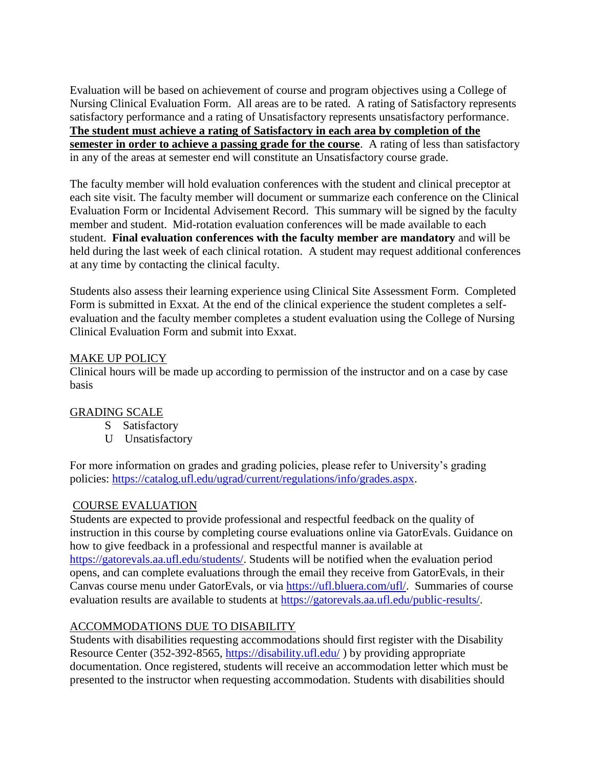Evaluation will be based on achievement of course and program objectives using a College of Nursing Clinical Evaluation Form. All areas are to be rated. A rating of Satisfactory represents satisfactory performance and a rating of Unsatisfactory represents unsatisfactory performance. **The student must achieve a rating of Satisfactory in each area by completion of the semester in order to achieve a passing grade for the course**. A rating of less than satisfactory in any of the areas at semester end will constitute an Unsatisfactory course grade.

The faculty member will hold evaluation conferences with the student and clinical preceptor at each site visit. The faculty member will document or summarize each conference on the Clinical Evaluation Form or Incidental Advisement Record. This summary will be signed by the faculty member and student. Mid-rotation evaluation conferences will be made available to each student. **Final evaluation conferences with the faculty member are mandatory** and will be held during the last week of each clinical rotation. A student may request additional conferences at any time by contacting the clinical faculty.

Students also assess their learning experience using Clinical Site Assessment Form. Completed Form is submitted in Exxat. At the end of the clinical experience the student completes a self-evaluation and the faculty member completes a student evaluation using the College of Nursing Clinical Evaluation Form and submit into Exxat.

## MAKE UP POLICY

Clinical hours will be made up according to permission of the instructor and on a case by case basis

## GRADING SCALE

- S Satisfactory
- U Unsatisfactory

For more information on grades and grading policies, please refer to University's grading policies: https://catalog.ufl.edu/ugrad/current/regulations/info/grades.aspx.

## COURSE EVALUATION

Students are expected to provide professional and respectful feedback on the quality of instruction in this course by completing course evaluations online via GatorEvals. Guidance on how to give feedback in a professional and respectful manner is available at https://gatorevals.aa.ufl.edu/students/. Students will be notified when the evaluation period opens, and can complete evaluations through the email they receive from GatorEvals, in their Canvas course menu under GatorEvals, or via https://ufl.bluera.com/ufl/. Summaries of course evaluation results are available to students at https://gatorevals.aa.ufl.edu/public-results/.

## ACCOMMODATIONS DUE TO DISABILITY

Students with disabilities requesting accommodations should first register with the Disability Resource Center (352-392-8565, https://disability.ufl.edu/ ) by providing appropriate documentation. Once registered, students will receive an accommodation letter which must be presented to the instructor when requesting accommodation. Students with disabilities should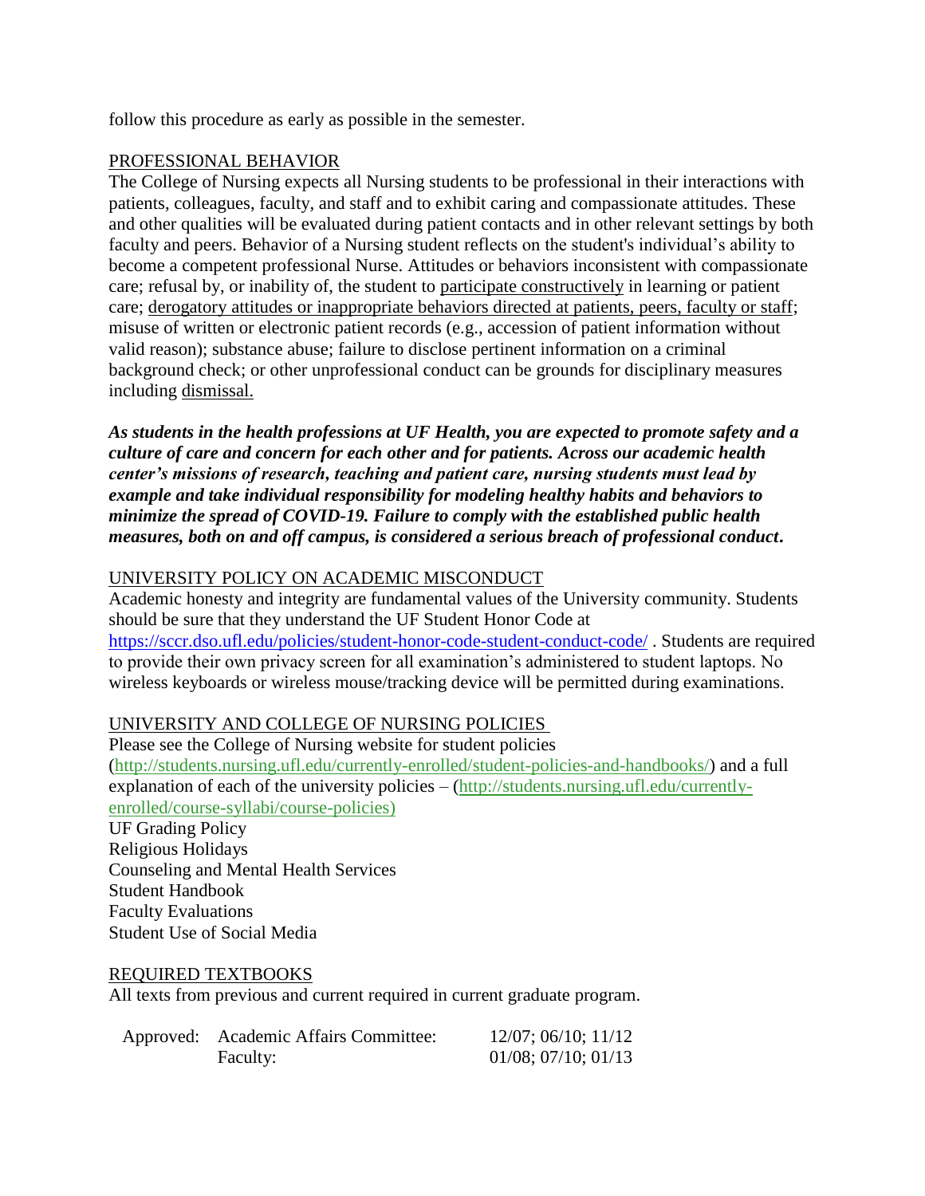follow this procedure as early as possible in the semester.

## PROFESSIONAL BEHAVIOR

The College of Nursing expects all Nursing students to be professional in their interactions with patients, colleagues, faculty, and staff and to exhibit caring and compassionate attitudes. These and other qualities will be evaluated during patient contacts and in other relevant settings by both faculty and peers. Behavior of a Nursing student reflects on the student's individual's ability to become a competent professional Nurse. Attitudes or behaviors inconsistent with compassionate care; refusal by, or inability of, the student to participate constructively in learning or patient care; derogatory attitudes or inappropriate behaviors directed at patients, peers, faculty or staff; misuse of written or electronic patient records (e.g., accession of patient information without valid reason); substance abuse; failure to disclose pertinent information on a criminal background check; or other unprofessional conduct can be grounds for disciplinary measures including dismissal.

***As students in the health professions at UF Health, you are expected to promote safety and a culture of care and concern for each other and for patients. Across our academic health center's missions of research, teaching and patient care, nursing students must lead by example and take individual responsibility for modeling healthy habits and behaviors to minimize the spread of COVID-19. Failure to comply with the established public health measures, both on and off campus, is considered a serious breach of professional conduct.***

## UNIVERSITY POLICY ON ACADEMIC MISCONDUCT

Academic honesty and integrity are fundamental values of the University community. Students should be sure that they understand the UF Student Honor Code at https://sccr.dso.ufl.edu/policies/student-honor-code-student-conduct-code/ . Students are required to provide their own privacy screen for all examination's administered to student laptops. No wireless keyboards or wireless mouse/tracking device will be permitted during examinations.

## UNIVERSITY AND COLLEGE OF NURSING POLICIES

Please see the College of Nursing website for student policies (http://students.nursing.ufl.edu/currently-enrolled/student-policies-and-handbooks/) and a full explanation of each of the university policies – (http://students.nursing.ufl.edu/currently-enrolled/course-syllabi/course-policies)

UF Grading Policy  
Religious Holidays  
Counseling and Mental Health Services  
Student Handbook  
Faculty Evaluations  
Student Use of Social Media

## REQUIRED TEXTBOOKS

All texts from previous and current required in current graduate program.

| | | |
|---|---|---|
| Approved: | Academic Affairs Committee: | 12/07; 06/10; 11/12 |
| | Faculty: | 01/08; 07/10; 01/13 |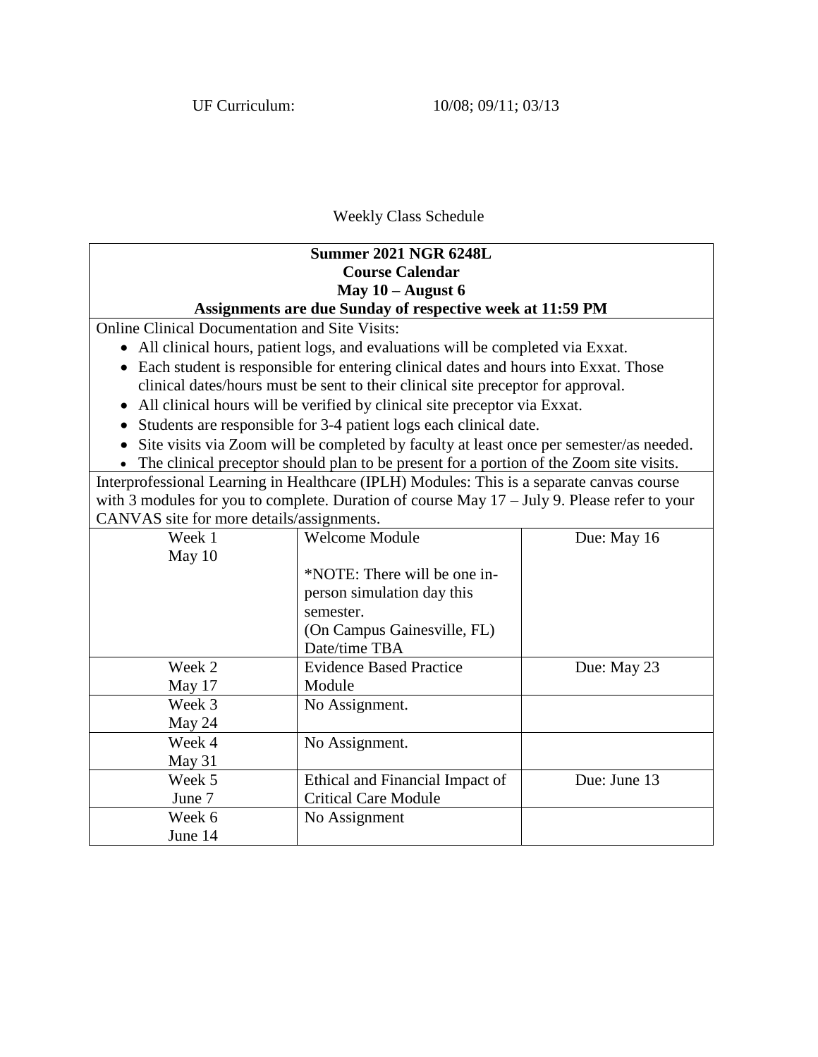UF Curriculum: 10/08; 09/11; 03/13

Weekly Class Schedule

**Summer 2021 NGR 6248L**
**Course Calendar**
**May 10 – August 6**
**Assignments are due Sunday of respective week at 11:59 PM**

Online Clinical Documentation and Site Visits:

- All clinical hours, patient logs, and evaluations will be completed via Exxat.
- Each student is responsible for entering clinical dates and hours into Exxat. Those clinical dates/hours must be sent to their clinical site preceptor for approval.
- All clinical hours will be verified by clinical site preceptor via Exxat.
- Students are responsible for 3-4 patient logs each clinical date.
- Site visits via Zoom will be completed by faculty at least once per semester/as needed.
- The clinical preceptor should plan to be present for a portion of the Zoom site visits.

Interprofessional Learning in Healthcare (IPLH) Modules: This is a separate canvas course with 3 modules for you to complete. Duration of course May 17 – July 9. Please refer to your CANVAS site for more details/assignments.

| Week | Assignment | Due |
|---|---|---|
| Week 1<br>May 10 | Welcome Module<br><br>*NOTE: There will be one in-person simulation day this semester.<br>(On Campus Gainesville, FL)<br>Date/time TBA | Due: May 16 |
| Week 2<br>May 17 | Evidence Based Practice Module | Due: May 23 |
| Week 3<br>May 24 | No Assignment. | |
| Week 4<br>May 31 | No Assignment. | |
| Week 5<br>June 7 | Ethical and Financial Impact of Critical Care Module | Due: June 13 |
| Week 6<br>June 14 | No Assignment | |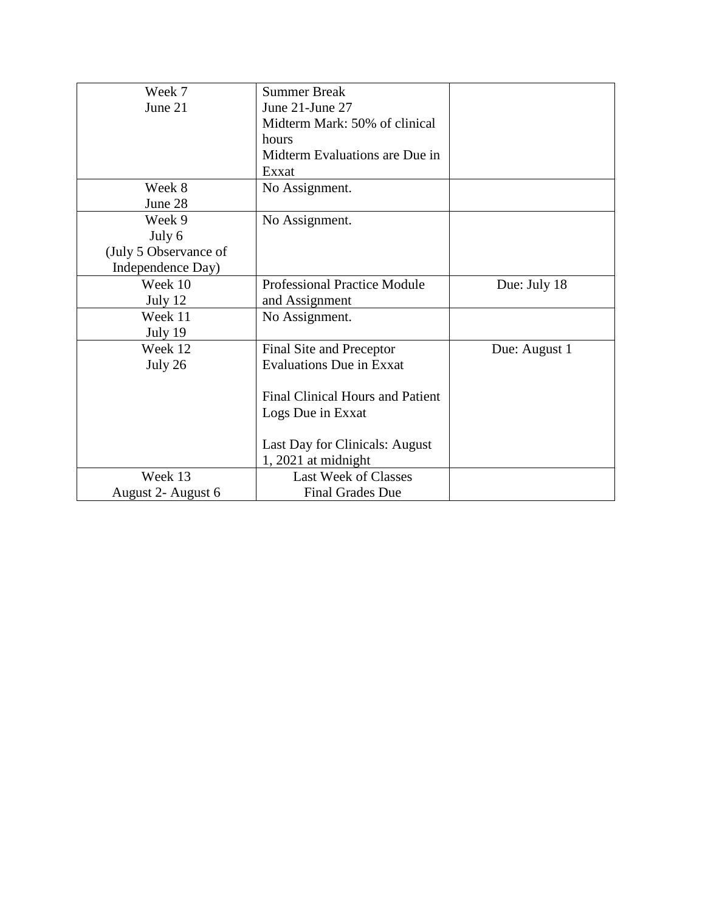| | | |
|---|---|---|
| Week 7<br>June 21 | Summer Break<br>June 21-June 27<br>Midterm Mark: 50% of clinical hours<br>Midterm Evaluations are Due in Exxat | |
| Week 8<br>June 28 | No Assignment. | |
| Week 9<br>July 6<br>(July 5 Observance of Independence Day) | No Assignment. | |
| Week 10<br>July 12 | Professional Practice Module and Assignment | Due: July 18 |
| Week 11<br>July 19 | No Assignment. | |
| Week 12<br>July 26 | Final Site and Preceptor Evaluations Due in Exxat<br><br>Final Clinical Hours and Patient Logs Due in Exxat<br><br>Last Day for Clinicals: August 1, 2021 at midnight | Due: August 1 |
| Week 13<br>August 2- August 6 | Last Week of Classes<br>Final Grades Due | |